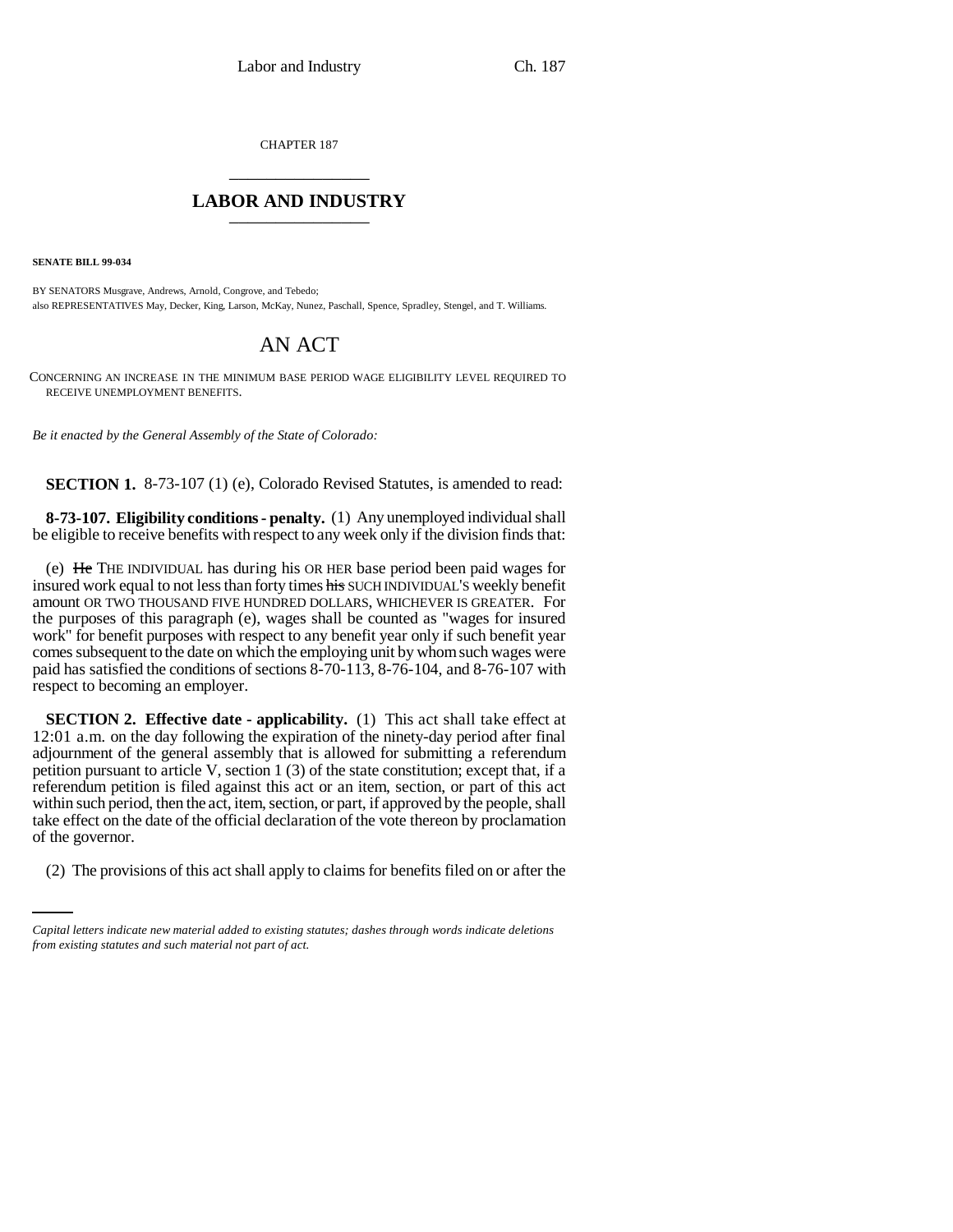CHAPTER 187

# LABOR AND INDUSTRY

**SENATE BILL 99-034**

BY SENATORS Musgrave, Andrews, Arnold, Congrove, and Tebedo;
also REPRESENTATIVES May, Decker, King, Larson, McKay, Nunez, Paschall, Spence, Spradley, Stengel, and T. Williams.

## AN ACT

CONCERNING AN INCREASE IN THE MINIMUM BASE PERIOD WAGE ELIGIBILITY LEVEL REQUIRED TO RECEIVE UNEMPLOYMENT BENEFITS.

*Be it enacted by the General Assembly of the State of Colorado:*

**SECTION 1.** 8-73-107 (1) (e), Colorado Revised Statutes, is amended to read:

**8-73-107. Eligibility conditions - penalty.** (1) Any unemployed individual shall be eligible to receive benefits with respect to any week only if the division finds that:

(e) ~~He~~ THE INDIVIDUAL has during his OR HER base period been paid wages for insured work equal to not less than forty times ~~his~~ SUCH INDIVIDUAL'S weekly benefit amount OR TWO THOUSAND FIVE HUNDRED DOLLARS, WHICHEVER IS GREATER. For the purposes of this paragraph (e), wages shall be counted as "wages for insured work" for benefit purposes with respect to any benefit year only if such benefit year comes subsequent to the date on which the employing unit by whom such wages were paid has satisfied the conditions of sections 8-70-113, 8-76-104, and 8-76-107 with respect to becoming an employer.

**SECTION 2. Effective date - applicability.** (1) This act shall take effect at 12:01 a.m. on the day following the expiration of the ninety-day period after final adjournment of the general assembly that is allowed for submitting a referendum petition pursuant to article V, section 1 (3) of the state constitution; except that, if a referendum petition is filed against this act or an item, section, or part of this act within such period, then the act, item, section, or part, if approved by the people, shall take effect on the date of the official declaration of the vote thereon by proclamation of the governor.

(2) The provisions of this act shall apply to claims for benefits filed on or after the

*Capital letters indicate new material added to existing statutes; dashes through words indicate deletions from existing statutes and such material not part of act.*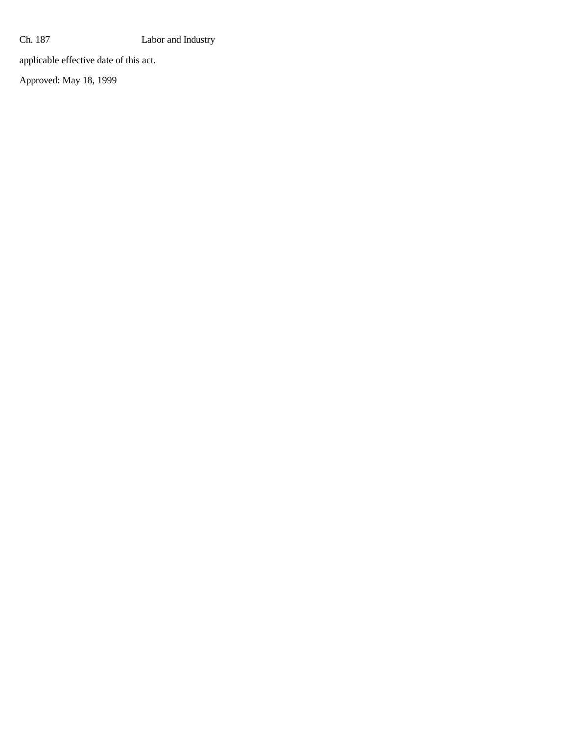applicable effective date of this act.

Approved: May 18, 1999